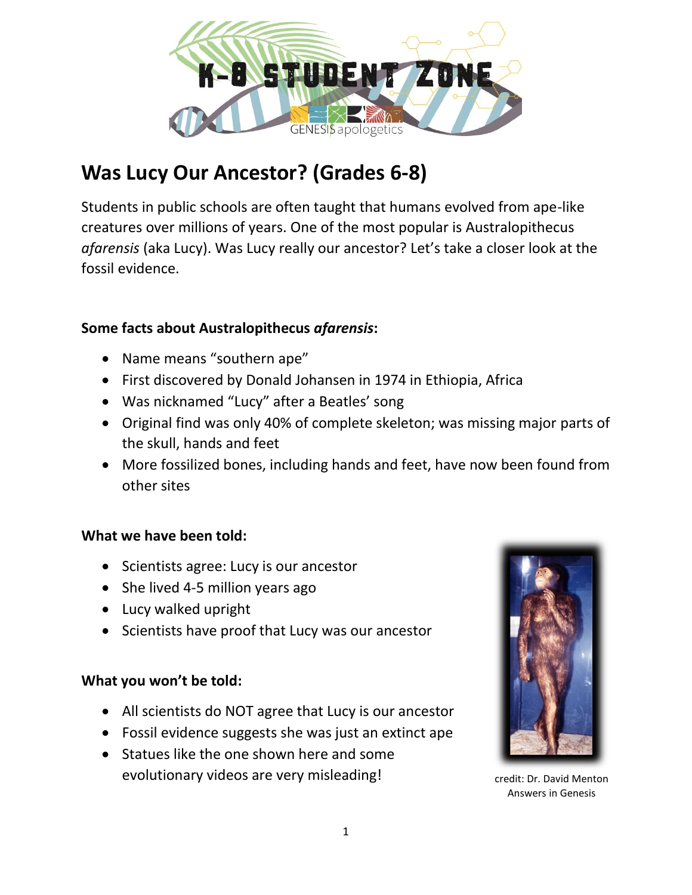# Was Lucy Our Ancestor? (Grades 6-8)

Students in public schools are often taught that humans evolved from ape-like creatures over millions of years. One of the most popular is Australopithecus *afarensis* (aka Lucy). Was Lucy really our ancestor? Let's take a closer look at the fossil evidence.

### Some facts about Australopithecus *afarensis*:

- Name means "southern ape"
- First discovered by Donald Johansen in 1974 in Ethiopia, Africa
- Was nicknamed "Lucy" after a Beatles' song
- Original find was only 40% of complete skeleton; was missing major parts of the skull, hands and feet
- More fossilized bones, including hands and feet, have now been found from other sites

### What we have been told:

- Scientists agree: Lucy is our ancestor
- She lived 4-5 million years ago
- Lucy walked upright
- Scientists have proof that Lucy was our ancestor

### What you won't be told:

- All scientists do NOT agree that Lucy is our ancestor
- Fossil evidence suggests she was just an extinct ape
- Statues like the one shown here and some evolutionary videos are very misleading!

credit: Dr. David Menton
Answers in Genesis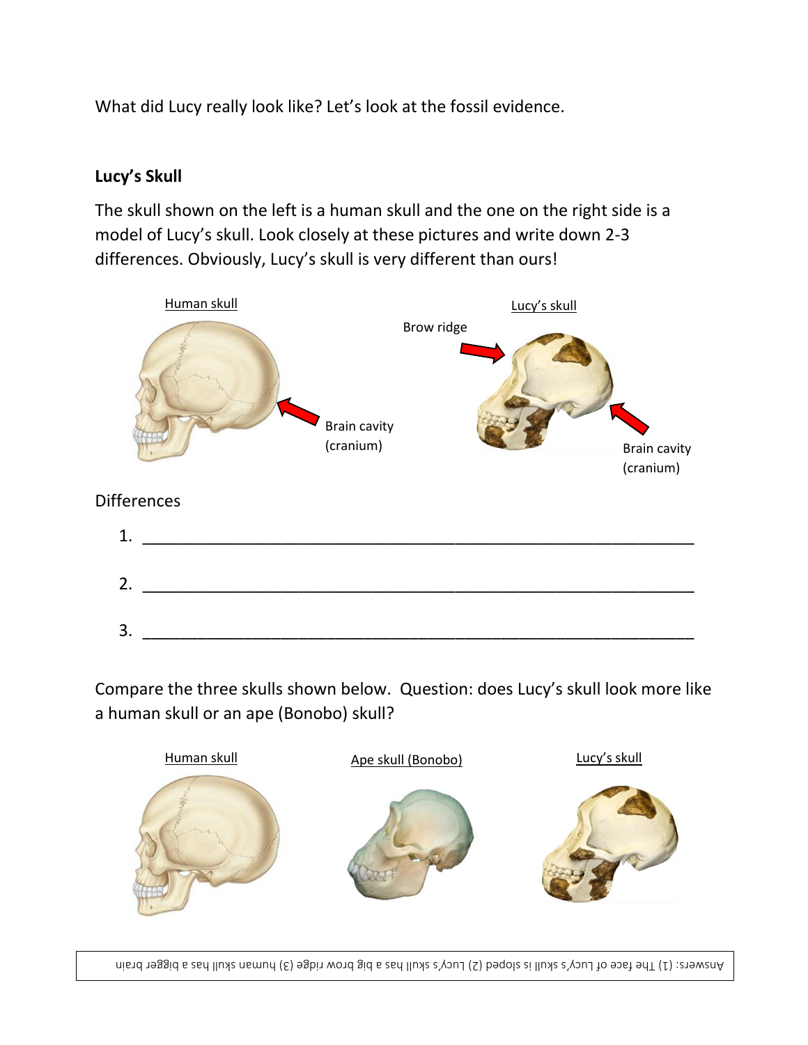What did Lucy really look like? Let's look at the fossil evidence.

**Lucy's Skull**

The skull shown on the left is a human skull and the one on the right side is a model of Lucy's skull. Look closely at these pictures and write down 2-3 differences. Obviously, Lucy's skull is very different than ours!

Human skull

Lucy's skull

Brow ridge

Brain cavity (cranium)

Brain cavity (cranium)

Differences

1. ______________________________________________________________

2. ______________________________________________________________

3. ______________________________________________________________

Compare the three skulls shown below. Question: does Lucy's skull look more like a human skull or an ape (Bonobo) skull?

Human skull

Ape skull (Bonobo)

Lucy's skull

Answers: (1) The face of Lucy's skull is sloped (2) Lucy's skull has a big brow ridge (3) human skull has a bigger brain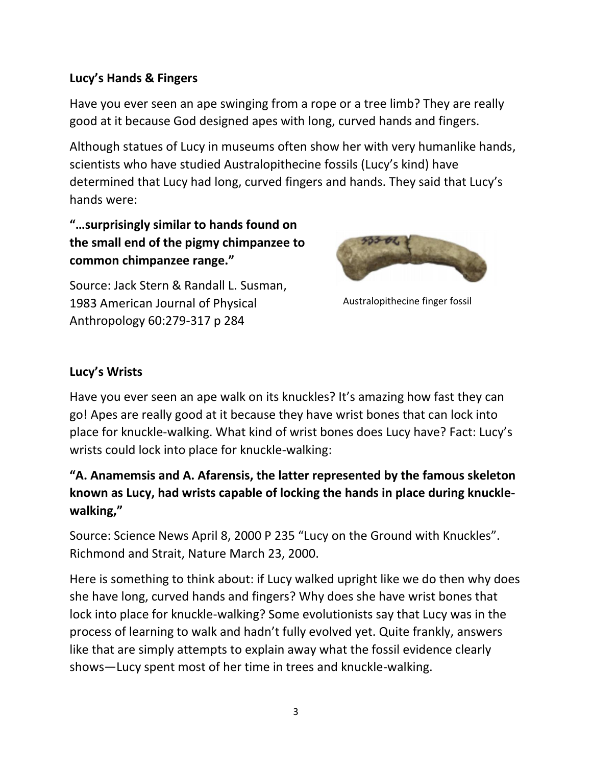### Lucy's Hands & Fingers

Have you ever seen an ape swinging from a rope or a tree limb? They are really good at it because God designed apes with long, curved hands and fingers.

Although statues of Lucy in museums often show her with very humanlike hands, scientists who have studied Australopithecine fossils (Lucy's kind) have determined that Lucy had long, curved fingers and hands. They said that Lucy's hands were:

**"…surprisingly similar to hands found on the small end of the pigmy chimpanzee to common chimpanzee range."**

Source: Jack Stern & Randall L. Susman, 1983 American Journal of Physical Anthropology 60:279-317 p 284

Australopithecine finger fossil

### Lucy's Wrists

Have you ever seen an ape walk on its knuckles? It's amazing how fast they can go! Apes are really good at it because they have wrist bones that can lock into place for knuckle-walking. What kind of wrist bones does Lucy have? Fact: Lucy's wrists could lock into place for knuckle-walking:

**"A. Anamemsis and A. Afarensis, the latter represented by the famous skeleton known as Lucy, had wrists capable of locking the hands in place during knuckle-walking,"**

Source: Science News April 8, 2000 P 235 "Lucy on the Ground with Knuckles". Richmond and Strait, Nature March 23, 2000.

Here is something to think about: if Lucy walked upright like we do then why does she have long, curved hands and fingers? Why does she have wrist bones that lock into place for knuckle-walking? Some evolutionists say that Lucy was in the process of learning to walk and hadn't fully evolved yet. Quite frankly, answers like that are simply attempts to explain away what the fossil evidence clearly shows—Lucy spent most of her time in trees and knuckle-walking.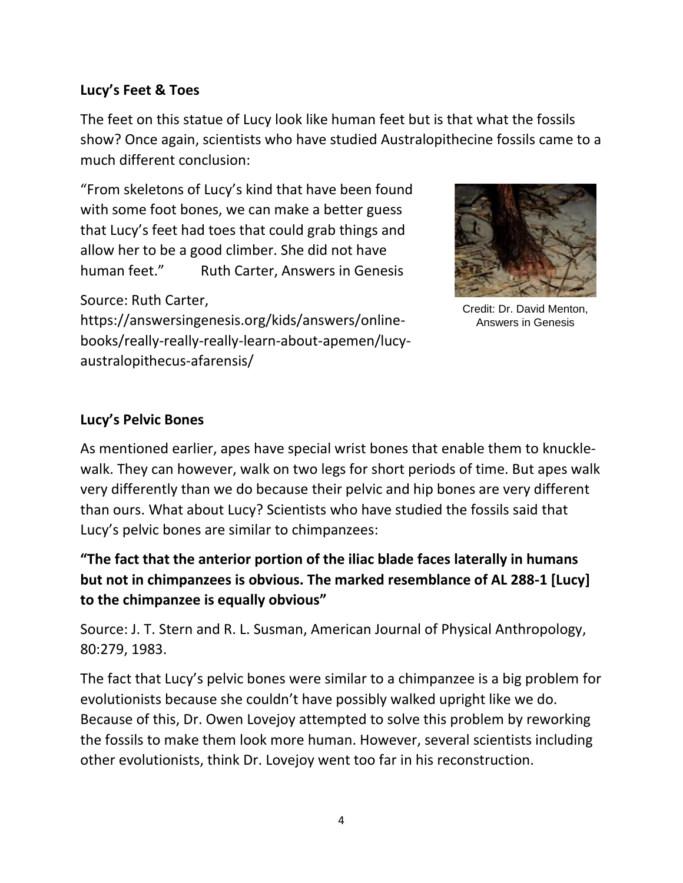## Lucy's Feet & Toes

The feet on this statue of Lucy look like human feet but is that what the fossils show? Once again, scientists who have studied Australopithecine fossils came to a much different conclusion:

"From skeletons of Lucy's kind that have been found with some foot bones, we can make a better guess that Lucy's feet had toes that could grab things and allow her to be a good climber. She did not have human feet." Ruth Carter, Answers in Genesis

Source: Ruth Carter, https://answersingenesis.org/kids/answers/online-books/really-really-really-learn-about-apemen/lucy-australopithecus-afarensis/

Credit: Dr. David Menton, Answers in Genesis

## Lucy's Pelvic Bones

As mentioned earlier, apes have special wrist bones that enable them to knuckle-walk. They can however, walk on two legs for short periods of time. But apes walk very differently than we do because their pelvic and hip bones are very different than ours. What about Lucy? Scientists who have studied the fossils said that Lucy's pelvic bones are similar to chimpanzees:

**"The fact that the anterior portion of the iliac blade faces laterally in humans but not in chimpanzees is obvious. The marked resemblance of AL 288-1 [Lucy] to the chimpanzee is equally obvious"**

Source: J. T. Stern and R. L. Susman, American Journal of Physical Anthropology, 80:279, 1983.

The fact that Lucy's pelvic bones were similar to a chimpanzee is a big problem for evolutionists because she couldn't have possibly walked upright like we do. Because of this, Dr. Owen Lovejoy attempted to solve this problem by reworking the fossils to make them look more human. However, several scientists including other evolutionists, think Dr. Lovejoy went too far in his reconstruction.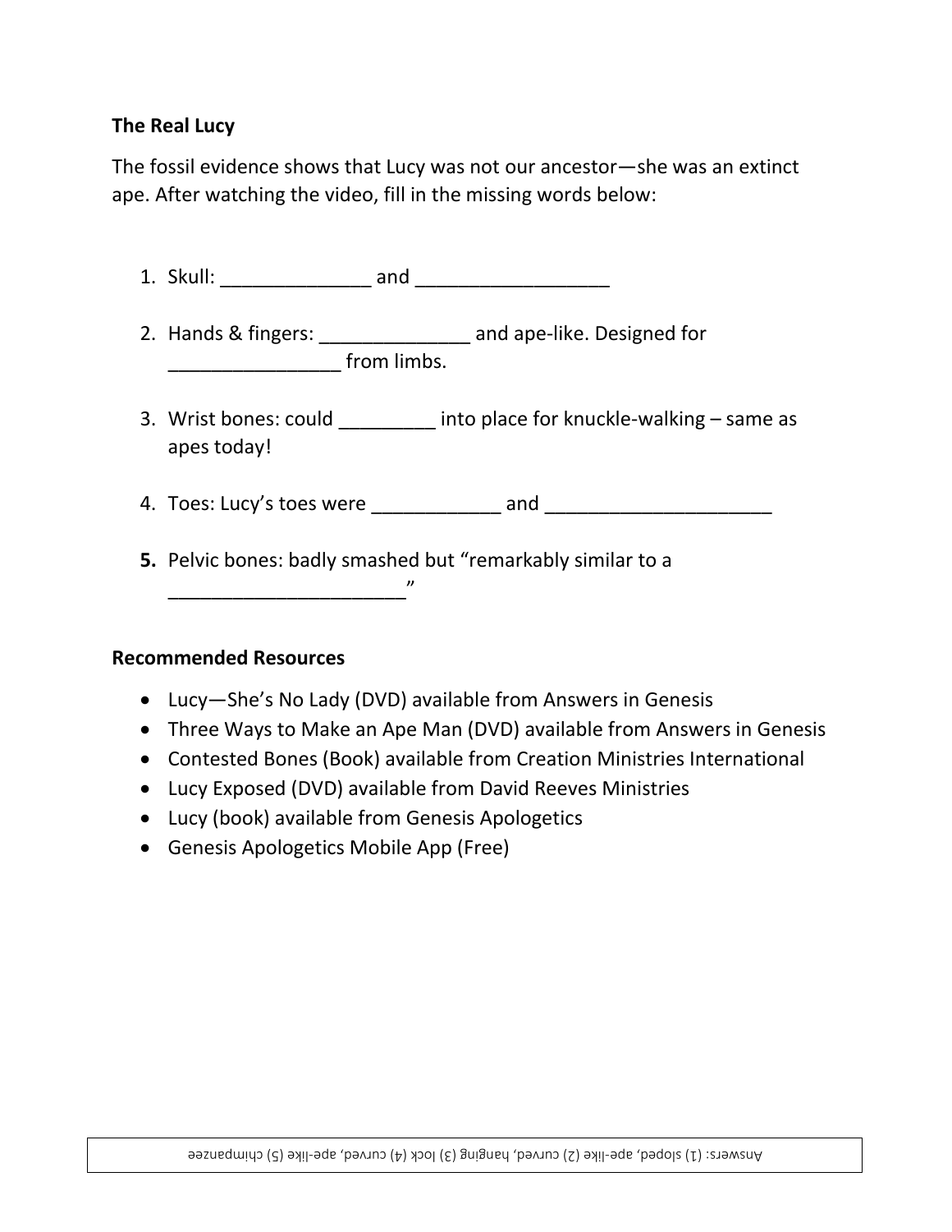**The Real Lucy**

The fossil evidence shows that Lucy was not our ancestor—she was an extinct ape. After watching the video, fill in the missing words below:

1. Skull: ______________ and __________________

2. Hands & fingers: ______________ and ape-like. Designed for ________________ from limbs.

3. Wrist bones: could _________ into place for knuckle-walking – same as apes today!

4. Toes: Lucy's toes were ____________ and _____________________

5. Pelvic bones: badly smashed but "remarkably similar to a ______________________"

**Recommended Resources**

- Lucy—She's No Lady (DVD) available from Answers in Genesis
- Three Ways to Make an Ape Man (DVD) available from Answers in Genesis
- Contested Bones (Book) available from Creation Ministries International
- Lucy Exposed (DVD) available from David Reeves Ministries
- Lucy (book) available from Genesis Apologetics
- Genesis Apologetics Mobile App (Free)

Answers: (1) sloped, ape-like (2) curved, hanging (3) lock (4) curved, ape-like (5) chimpanzee